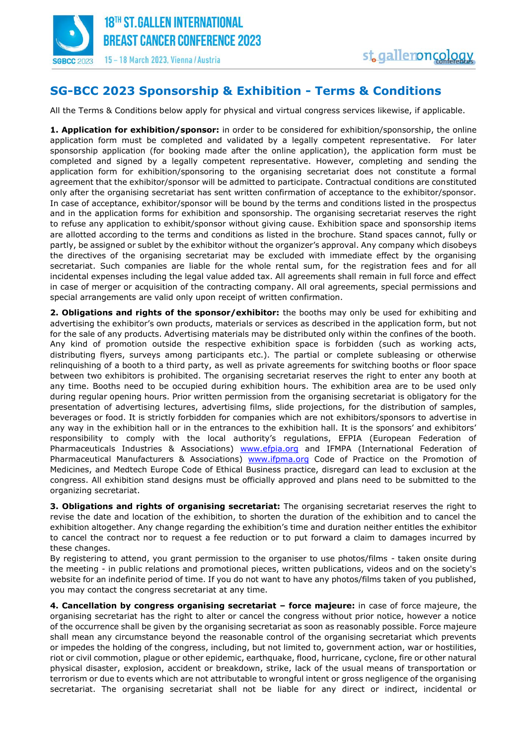# SG-BCC 2023 Sponsorship & Exhibition - Terms & Conditions

All the Terms & Conditions below apply for physical and virtual congress services likewise, if applicable.

**1. Application for exhibition/sponsor:** in order to be considered for exhibition/sponsorship, the online application form must be completed and validated by a legally competent representative. For later sponsorship application (for booking made after the online application), the application form must be completed and signed by a legally competent representative. However, completing and sending the application form for exhibition/sponsoring to the organising secretariat does not constitute a formal agreement that the exhibitor/sponsor will be admitted to participate. Contractual conditions are constituted only after the organising secretariat has sent written confirmation of acceptance to the exhibitor/sponsor. In case of acceptance, exhibitor/sponsor will be bound by the terms and conditions listed in the prospectus and in the application forms for exhibition and sponsorship. The organising secretariat reserves the right to refuse any application to exhibit/sponsor without giving cause. Exhibition space and sponsorship items are allotted according to the terms and conditions as listed in the brochure. Stand spaces cannot, fully or partly, be assigned or sublet by the exhibitor without the organizer's approval. Any company which disobeys the directives of the organising secretariat may be excluded with immediate effect by the organising secretariat. Such companies are liable for the whole rental sum, for the registration fees and for all incidental expenses including the legal value added tax. All agreements shall remain in full force and effect in case of merger or acquisition of the contracting company. All oral agreements, special permissions and special arrangements are valid only upon receipt of written confirmation.

**2. Obligations and rights of the sponsor/exhibitor:** the booths may only be used for exhibiting and advertising the exhibitor's own products, materials or services as described in the application form, but not for the sale of any products. Advertising materials may be distributed only within the confines of the booth. Any kind of promotion outside the respective exhibition space is forbidden (such as working acts, distributing flyers, surveys among participants etc.). The partial or complete subleasing or otherwise relinquishing of a booth to a third party, as well as private agreements for switching booths or floor space between two exhibitors is prohibited. The organising secretariat reserves the right to enter any booth at any time. Booths need to be occupied during exhibition hours. The exhibition area are to be used only during regular opening hours. Prior written permission from the organising secretariat is obligatory for the presentation of advertising lectures, advertising films, slide projections, for the distribution of samples, beverages or food. It is strictly forbidden for companies which are not exhibitors/sponsors to advertise in any way in the exhibition hall or in the entrances to the exhibition hall. It is the sponsors' and exhibitors' responsibility to comply with the local authority's regulations, EFPIA (European Federation of Pharmaceuticals Industries & Associations) www.efpia.org and IFMPA (International Federation of Pharmaceutical Manufacturers & Associations) www.ifpma.org Code of Practice on the Promotion of Medicines, and Medtech Europe Code of Ethical Business practice, disregard can lead to exclusion at the congress. All exhibition stand designs must be officially approved and plans need to be submitted to the organizing secretariat.

**3. Obligations and rights of organising secretariat:** The organising secretariat reserves the right to revise the date and location of the exhibition, to shorten the duration of the exhibition and to cancel the exhibition altogether. Any change regarding the exhibition's time and duration neither entitles the exhibitor to cancel the contract nor to request a fee reduction or to put forward a claim to damages incurred by these changes.

By registering to attend, you grant permission to the organiser to use photos/films - taken onsite during the meeting - in public relations and promotional pieces, written publications, videos and on the society's website for an indefinite period of time. If you do not want to have any photos/films taken of you published, you may contact the congress secretariat at any time.

**4. Cancellation by congress organising secretariat – force majeure:** in case of force majeure, the organising secretariat has the right to alter or cancel the congress without prior notice, however a notice of the occurrence shall be given by the organising secretariat as soon as reasonably possible. Force majeure shall mean any circumstance beyond the reasonable control of the organising secretariat which prevents or impedes the holding of the congress, including, but not limited to, government action, war or hostilities, riot or civil commotion, plague or other epidemic, earthquake, flood, hurricane, cyclone, fire or other natural physical disaster, explosion, accident or breakdown, strike, lack of the usual means of transportation or terrorism or due to events which are not attributable to wrongful intent or gross negligence of the organising secretariat. The organising secretariat shall not be liable for any direct or indirect, incidental or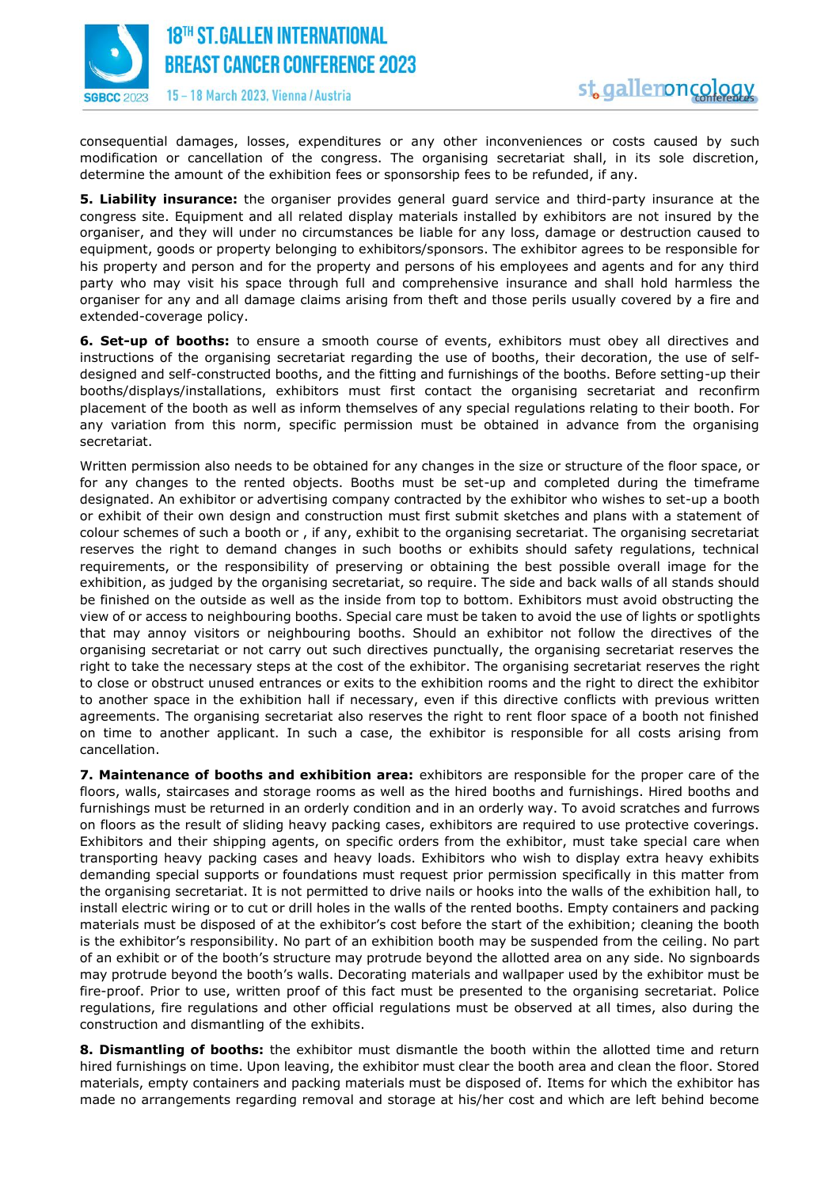consequential damages, losses, expenditures or any other inconveniences or costs caused by such modification or cancellation of the congress. The organising secretariat shall, in its sole discretion, determine the amount of the exhibition fees or sponsorship fees to be refunded, if any.

**5. Liability insurance:** the organiser provides general guard service and third-party insurance at the congress site. Equipment and all related display materials installed by exhibitors are not insured by the organiser, and they will under no circumstances be liable for any loss, damage or destruction caused to equipment, goods or property belonging to exhibitors/sponsors. The exhibitor agrees to be responsible for his property and person and for the property and persons of his employees and agents and for any third party who may visit his space through full and comprehensive insurance and shall hold harmless the organiser for any and all damage claims arising from theft and those perils usually covered by a fire and extended-coverage policy.

**6. Set-up of booths:** to ensure a smooth course of events, exhibitors must obey all directives and instructions of the organising secretariat regarding the use of booths, their decoration, the use of self-designed and self-constructed booths, and the fitting and furnishings of the booths. Before setting-up their booths/displays/installations, exhibitors must first contact the organising secretariat and reconfirm placement of the booth as well as inform themselves of any special regulations relating to their booth. For any variation from this norm, specific permission must be obtained in advance from the organising secretariat.

Written permission also needs to be obtained for any changes in the size or structure of the floor space, or for any changes to the rented objects. Booths must be set-up and completed during the timeframe designated. An exhibitor or advertising company contracted by the exhibitor who wishes to set-up a booth or exhibit of their own design and construction must first submit sketches and plans with a statement of colour schemes of such a booth or , if any, exhibit to the organising secretariat. The organising secretariat reserves the right to demand changes in such booths or exhibits should safety regulations, technical requirements, or the responsibility of preserving or obtaining the best possible overall image for the exhibition, as judged by the organising secretariat, so require. The side and back walls of all stands should be finished on the outside as well as the inside from top to bottom. Exhibitors must avoid obstructing the view of or access to neighbouring booths. Special care must be taken to avoid the use of lights or spotlights that may annoy visitors or neighbouring booths. Should an exhibitor not follow the directives of the organising secretariat or not carry out such directives punctually, the organising secretariat reserves the right to take the necessary steps at the cost of the exhibitor. The organising secretariat reserves the right to close or obstruct unused entrances or exits to the exhibition rooms and the right to direct the exhibitor to another space in the exhibition hall if necessary, even if this directive conflicts with previous written agreements. The organising secretariat also reserves the right to rent floor space of a booth not finished on time to another applicant. In such a case, the exhibitor is responsible for all costs arising from cancellation.

**7. Maintenance of booths and exhibition area:** exhibitors are responsible for the proper care of the floors, walls, staircases and storage rooms as well as the hired booths and furnishings. Hired booths and furnishings must be returned in an orderly condition and in an orderly way. To avoid scratches and furrows on floors as the result of sliding heavy packing cases, exhibitors are required to use protective coverings. Exhibitors and their shipping agents, on specific orders from the exhibitor, must take special care when transporting heavy packing cases and heavy loads. Exhibitors who wish to display extra heavy exhibits demanding special supports or foundations must request prior permission specifically in this matter from the organising secretariat. It is not permitted to drive nails or hooks into the walls of the exhibition hall, to install electric wiring or to cut or drill holes in the walls of the rented booths. Empty containers and packing materials must be disposed of at the exhibitor's cost before the start of the exhibition; cleaning the booth is the exhibitor's responsibility. No part of an exhibition booth may be suspended from the ceiling. No part of an exhibit or of the booth's structure may protrude beyond the allotted area on any side. No signboards may protrude beyond the booth's walls. Decorating materials and wallpaper used by the exhibitor must be fire-proof. Prior to use, written proof of this fact must be presented to the organising secretariat. Police regulations, fire regulations and other official regulations must be observed at all times, also during the construction and dismantling of the exhibits.

**8. Dismantling of booths:** the exhibitor must dismantle the booth within the allotted time and return hired furnishings on time. Upon leaving, the exhibitor must clear the booth area and clean the floor. Stored materials, empty containers and packing materials must be disposed of. Items for which the exhibitor has made no arrangements regarding removal and storage at his/her cost and which are left behind become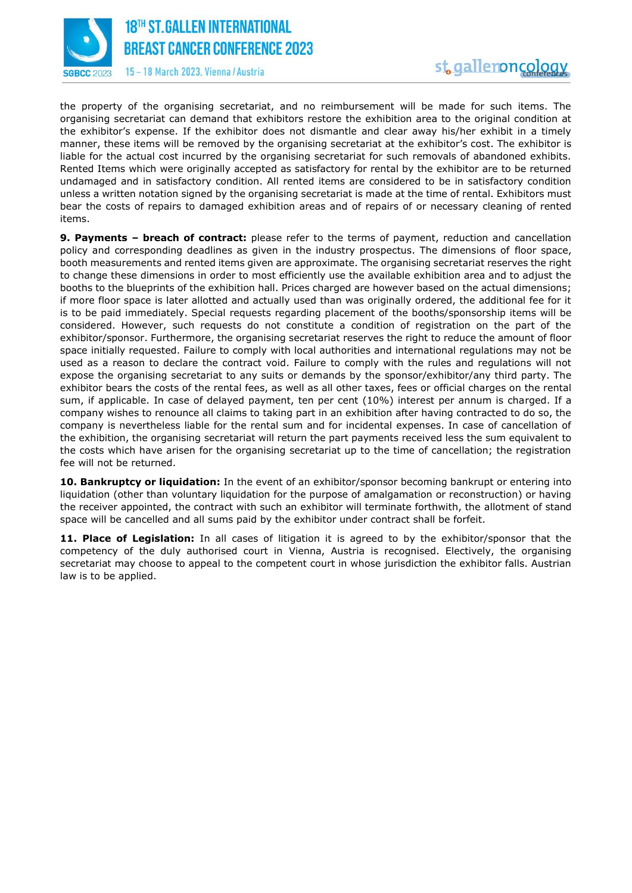the property of the organising secretariat, and no reimbursement will be made for such items. The organising secretariat can demand that exhibitors restore the exhibition area to the original condition at the exhibitor's expense. If the exhibitor does not dismantle and clear away his/her exhibit in a timely manner, these items will be removed by the organising secretariat at the exhibitor's cost. The exhibitor is liable for the actual cost incurred by the organising secretariat for such removals of abandoned exhibits. Rented Items which were originally accepted as satisfactory for rental by the exhibitor are to be returned undamaged and in satisfactory condition. All rented items are considered to be in satisfactory condition unless a written notation signed by the organising secretariat is made at the time of rental. Exhibitors must bear the costs of repairs to damaged exhibition areas and of repairs of or necessary cleaning of rented items.

**9. Payments – breach of contract:** please refer to the terms of payment, reduction and cancellation policy and corresponding deadlines as given in the industry prospectus. The dimensions of floor space, booth measurements and rented items given are approximate. The organising secretariat reserves the right to change these dimensions in order to most efficiently use the available exhibition area and to adjust the booths to the blueprints of the exhibition hall. Prices charged are however based on the actual dimensions; if more floor space is later allotted and actually used than was originally ordered, the additional fee for it is to be paid immediately. Special requests regarding placement of the booths/sponsorship items will be considered. However, such requests do not constitute a condition of registration on the part of the exhibitor/sponsor. Furthermore, the organising secretariat reserves the right to reduce the amount of floor space initially requested. Failure to comply with local authorities and international regulations may not be used as a reason to declare the contract void. Failure to comply with the rules and regulations will not expose the organising secretariat to any suits or demands by the sponsor/exhibitor/any third party. The exhibitor bears the costs of the rental fees, as well as all other taxes, fees or official charges on the rental sum, if applicable. In case of delayed payment, ten per cent (10%) interest per annum is charged. If a company wishes to renounce all claims to taking part in an exhibition after having contracted to do so, the company is nevertheless liable for the rental sum and for incidental expenses. In case of cancellation of the exhibition, the organising secretariat will return the part payments received less the sum equivalent to the costs which have arisen for the organising secretariat up to the time of cancellation; the registration fee will not be returned.

**10. Bankruptcy or liquidation:** In the event of an exhibitor/sponsor becoming bankrupt or entering into liquidation (other than voluntary liquidation for the purpose of amalgamation or reconstruction) or having the receiver appointed, the contract with such an exhibitor will terminate forthwith, the allotment of stand space will be cancelled and all sums paid by the exhibitor under contract shall be forfeit.

**11. Place of Legislation:** In all cases of litigation it is agreed to by the exhibitor/sponsor that the competency of the duly authorised court in Vienna, Austria is recognised. Electively, the organising secretariat may choose to appeal to the competent court in whose jurisdiction the exhibitor falls. Austrian law is to be applied.